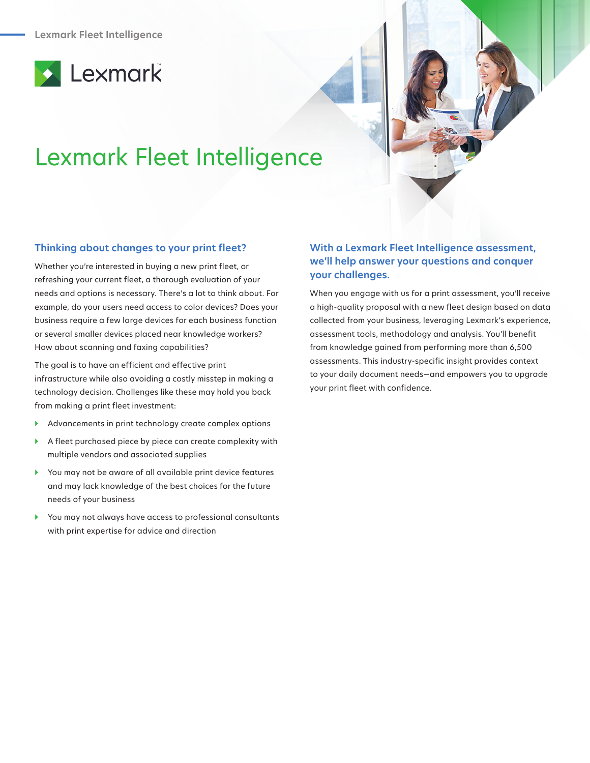# Lexmark Fleet Intelligence

## Thinking about changes to your print fleet?

Whether you're interested in buying a new print fleet, or refreshing your current fleet, a thorough evaluation of your needs and options is necessary. There's a lot to think about. For example, do your users need access to color devices? Does your business require a few large devices for each business function or several smaller devices placed near knowledge workers? How about scanning and faxing capabilities?

The goal is to have an efficient and effective print infrastructure while also avoiding a costly misstep in making a technology decision. Challenges like these may hold you back from making a print fleet investment:

- Advancements in print technology create complex options
- A fleet purchased piece by piece can create complexity with multiple vendors and associated supplies
- You may not be aware of all available print device features and may lack knowledge of the best choices for the future needs of your business
- You may not always have access to professional consultants with print expertise for advice and direction

## With a Lexmark Fleet Intelligence assessment, we'll help answer your questions and conquer your challenges.

When you engage with us for a print assessment, you'll receive a high-quality proposal with a new fleet design based on data collected from your business, leveraging Lexmark's experience, assessment tools, methodology and analysis. You'll benefit from knowledge gained from performing more than 6,500 assessments. This industry-specific insight provides context to your daily document needs—and empowers you to upgrade your print fleet with confidence.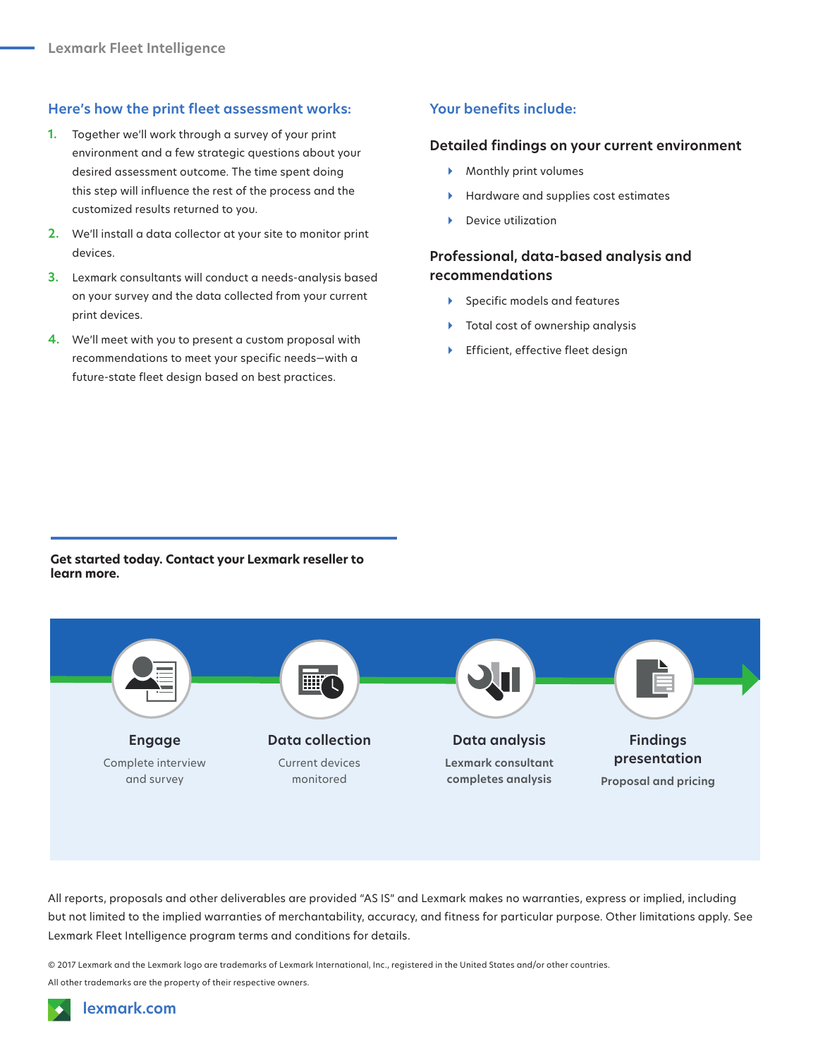## Here's how the print fleet assessment works:

1. Together we'll work through a survey of your print environment and a few strategic questions about your desired assessment outcome. The time spent doing this step will influence the rest of the process and the customized results returned to you.
2. We'll install a data collector at your site to monitor print devices.
3. Lexmark consultants will conduct a needs-analysis based on your survey and the data collected from your current print devices.
4. We'll meet with you to present a custom proposal with recommendations to meet your specific needs—with a future-state fleet design based on best practices.

## Your benefits include:

### Detailed findings on your current environment

- Monthly print volumes
- Hardware and supplies cost estimates
- Device utilization

### Professional, data-based analysis and recommendations

- Specific models and features
- Total cost of ownership analysis
- Efficient, effective fleet design

**Get started today. Contact your Lexmark reseller to learn more.**

**Engage**
Complete interview and survey

**Data collection**
Current devices monitored

**Data analysis**
Lexmark consultant completes analysis

**Findings presentation**
Proposal and pricing

All reports, proposals and other deliverables are provided "AS IS" and Lexmark makes no warranties, express or implied, including but not limited to the implied warranties of merchantability, accuracy, and fitness for particular purpose. Other limitations apply. See Lexmark Fleet Intelligence program terms and conditions for details.

© 2017 Lexmark and the Lexmark logo are trademarks of Lexmark International, Inc., registered in the United States and/or other countries.

All other trademarks are the property of their respective owners.

lexmark.com